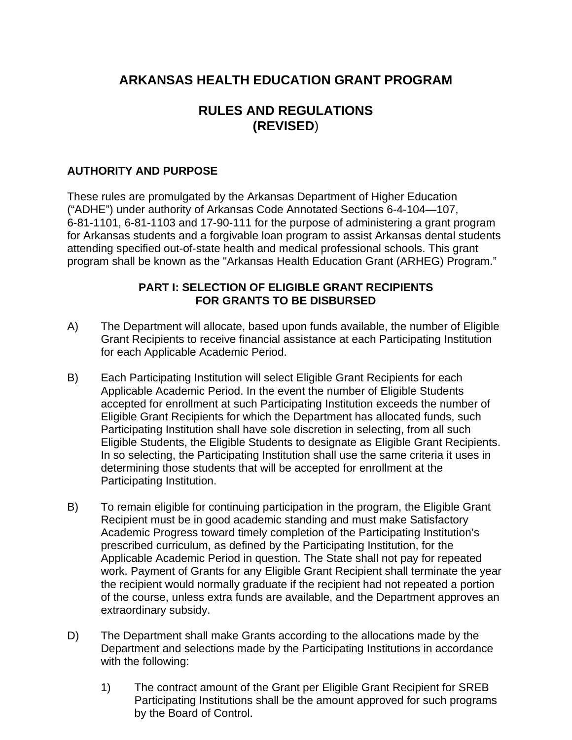# ARKANSAS HEALTH EDUCATION GRANT PROGRAM

## RULES AND REGULATIONS (REVISED)

### AUTHORITY AND PURPOSE

These rules are promulgated by the Arkansas Department of Higher Education ("ADHE") under authority of Arkansas Code Annotated Sections 6-4-104—107, 6-81-1101, 6-81-1103 and 17-90-111 for the purpose of administering a grant program for Arkansas students and a forgivable loan program to assist Arkansas dental students attending specified out-of-state health and medical professional schools. This grant program shall be known as the "Arkansas Health Education Grant (ARHEG) Program."

### PART I: SELECTION OF ELIGIBLE GRANT RECIPIENTS FOR GRANTS TO BE DISBURSED

A) The Department will allocate, based upon funds available, the number of Eligible Grant Recipients to receive financial assistance at each Participating Institution for each Applicable Academic Period.

B) Each Participating Institution will select Eligible Grant Recipients for each Applicable Academic Period. In the event the number of Eligible Students accepted for enrollment at such Participating Institution exceeds the number of Eligible Grant Recipients for which the Department has allocated funds, such Participating Institution shall have sole discretion in selecting, from all such Eligible Students, the Eligible Students to designate as Eligible Grant Recipients. In so selecting, the Participating Institution shall use the same criteria it uses in determining those students that will be accepted for enrollment at the Participating Institution.

B) To remain eligible for continuing participation in the program, the Eligible Grant Recipient must be in good academic standing and must make Satisfactory Academic Progress toward timely completion of the Participating Institution's prescribed curriculum, as defined by the Participating Institution, for the Applicable Academic Period in question. The State shall not pay for repeated work. Payment of Grants for any Eligible Grant Recipient shall terminate the year the recipient would normally graduate if the recipient had not repeated a portion of the course, unless extra funds are available, and the Department approves an extraordinary subsidy.

D) The Department shall make Grants according to the allocations made by the Department and selections made by the Participating Institutions in accordance with the following:

   1) The contract amount of the Grant per Eligible Grant Recipient for SREB Participating Institutions shall be the amount approved for such programs by the Board of Control.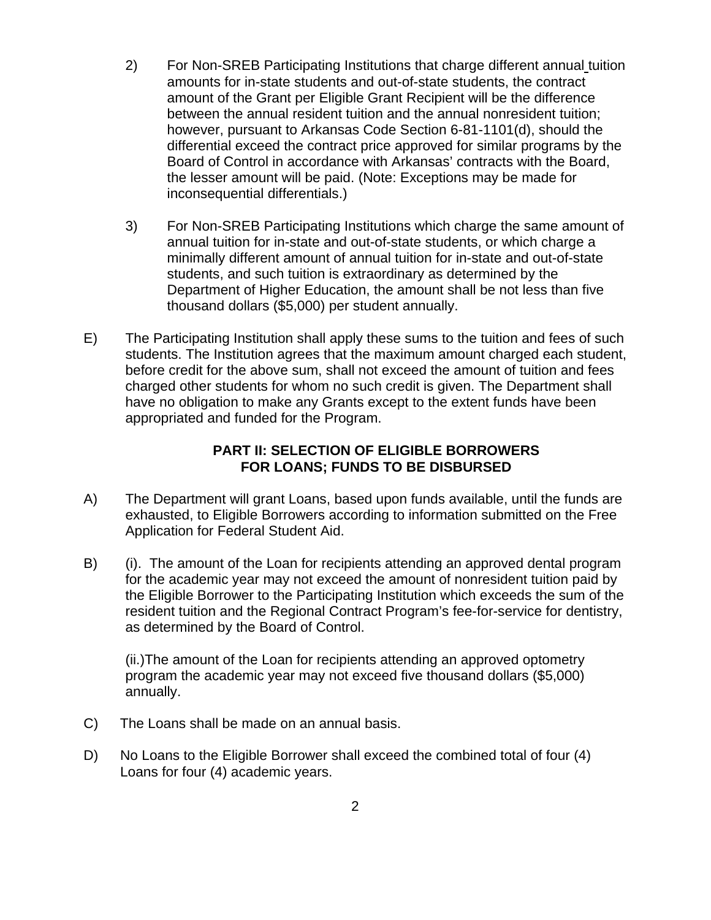2) For Non-SREB Participating Institutions that charge different annual tuition amounts for in-state students and out-of-state students, the contract amount of the Grant per Eligible Grant Recipient will be the difference between the annual resident tuition and the annual nonresident tuition; however, pursuant to Arkansas Code Section 6-81-1101(d), should the differential exceed the contract price approved for similar programs by the Board of Control in accordance with Arkansas' contracts with the Board, the lesser amount will be paid. (Note: Exceptions may be made for inconsequential differentials.)

3) For Non-SREB Participating Institutions which charge the same amount of annual tuition for in-state and out-of-state students, or which charge a minimally different amount of annual tuition for in-state and out-of-state students, and such tuition is extraordinary as determined by the Department of Higher Education, the amount shall be not less than five thousand dollars ($5,000) per student annually.

E) The Participating Institution shall apply these sums to the tuition and fees of such students. The Institution agrees that the maximum amount charged each student, before credit for the above sum, shall not exceed the amount of tuition and fees charged other students for whom no such credit is given. The Department shall have no obligation to make any Grants except to the extent funds have been appropriated and funded for the Program.

## PART II: SELECTION OF ELIGIBLE BORROWERS FOR LOANS; FUNDS TO BE DISBURSED

A) The Department will grant Loans, based upon funds available, until the funds are exhausted, to Eligible Borrowers according to information submitted on the Free Application for Federal Student Aid.

B) (i). The amount of the Loan for recipients attending an approved dental program for the academic year may not exceed the amount of nonresident tuition paid by the Eligible Borrower to the Participating Institution which exceeds the sum of the resident tuition and the Regional Contract Program's fee-for-service for dentistry, as determined by the Board of Control.

(ii.)The amount of the Loan for recipients attending an approved optometry program the academic year may not exceed five thousand dollars ($5,000) annually.

C) The Loans shall be made on an annual basis.

D) No Loans to the Eligible Borrower shall exceed the combined total of four (4) Loans for four (4) academic years.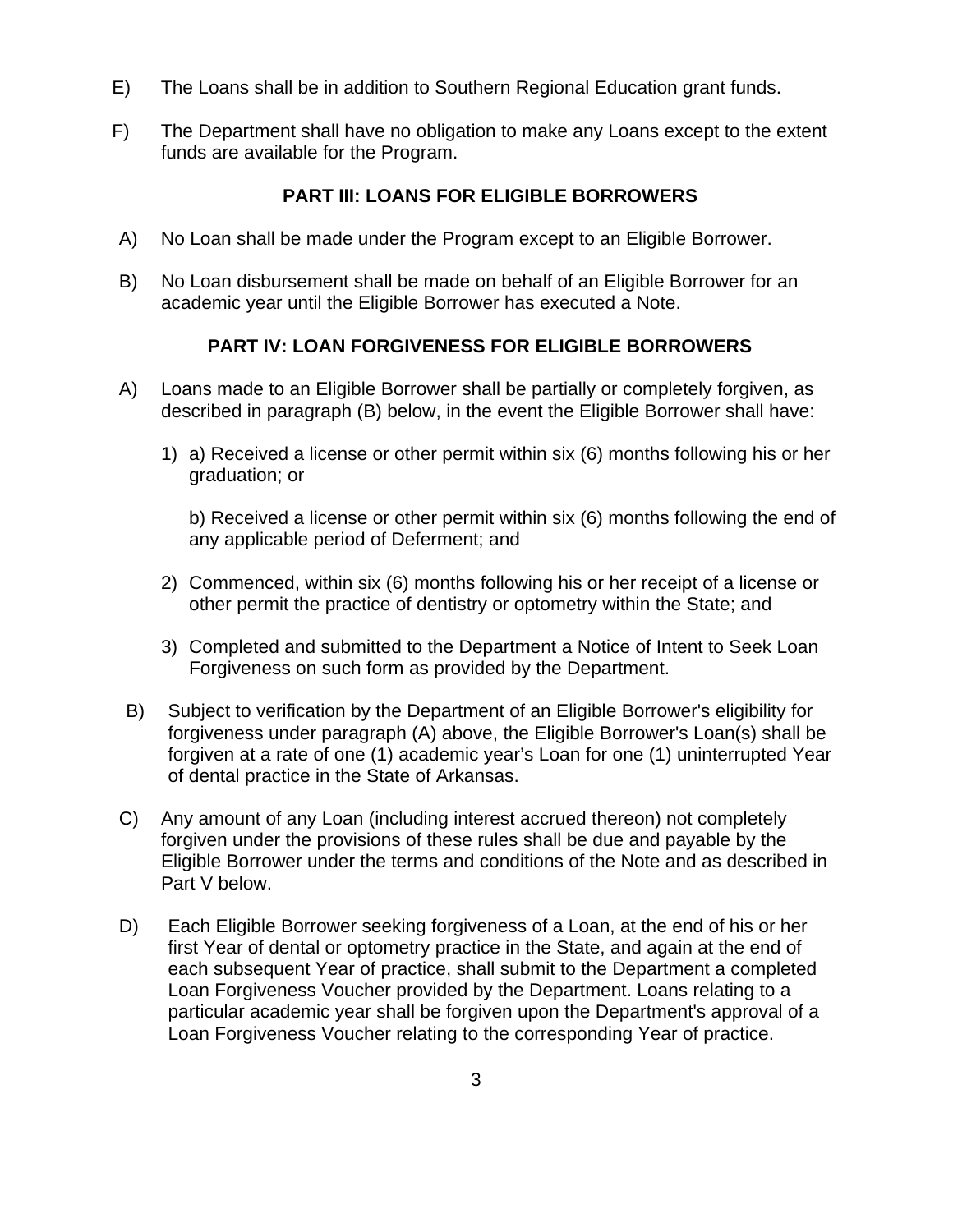E) The Loans shall be in addition to Southern Regional Education grant funds.

F) The Department shall have no obligation to make any Loans except to the extent funds are available for the Program.

### PART III: LOANS FOR ELIGIBLE BORROWERS

A) No Loan shall be made under the Program except to an Eligible Borrower.

B) No Loan disbursement shall be made on behalf of an Eligible Borrower for an academic year until the Eligible Borrower has executed a Note.

### PART IV: LOAN FORGIVENESS FOR ELIGIBLE BORROWERS

A) Loans made to an Eligible Borrower shall be partially or completely forgiven, as described in paragraph (B) below, in the event the Eligible Borrower shall have:

1) a) Received a license or other permit within six (6) months following his or her graduation; or

   b) Received a license or other permit within six (6) months following the end of any applicable period of Deferment; and

2) Commenced, within six (6) months following his or her receipt of a license or other permit the practice of dentistry or optometry within the State; and

3) Completed and submitted to the Department a Notice of Intent to Seek Loan Forgiveness on such form as provided by the Department.

B) Subject to verification by the Department of an Eligible Borrower's eligibility for forgiveness under paragraph (A) above, the Eligible Borrower's Loan(s) shall be forgiven at a rate of one (1) academic year's Loan for one (1) uninterrupted Year of dental practice in the State of Arkansas.

C) Any amount of any Loan (including interest accrued thereon) not completely forgiven under the provisions of these rules shall be due and payable by the Eligible Borrower under the terms and conditions of the Note and as described in Part V below.

D) Each Eligible Borrower seeking forgiveness of a Loan, at the end of his or her first Year of dental or optometry practice in the State, and again at the end of each subsequent Year of practice, shall submit to the Department a completed Loan Forgiveness Voucher provided by the Department. Loans relating to a particular academic year shall be forgiven upon the Department's approval of a Loan Forgiveness Voucher relating to the corresponding Year of practice.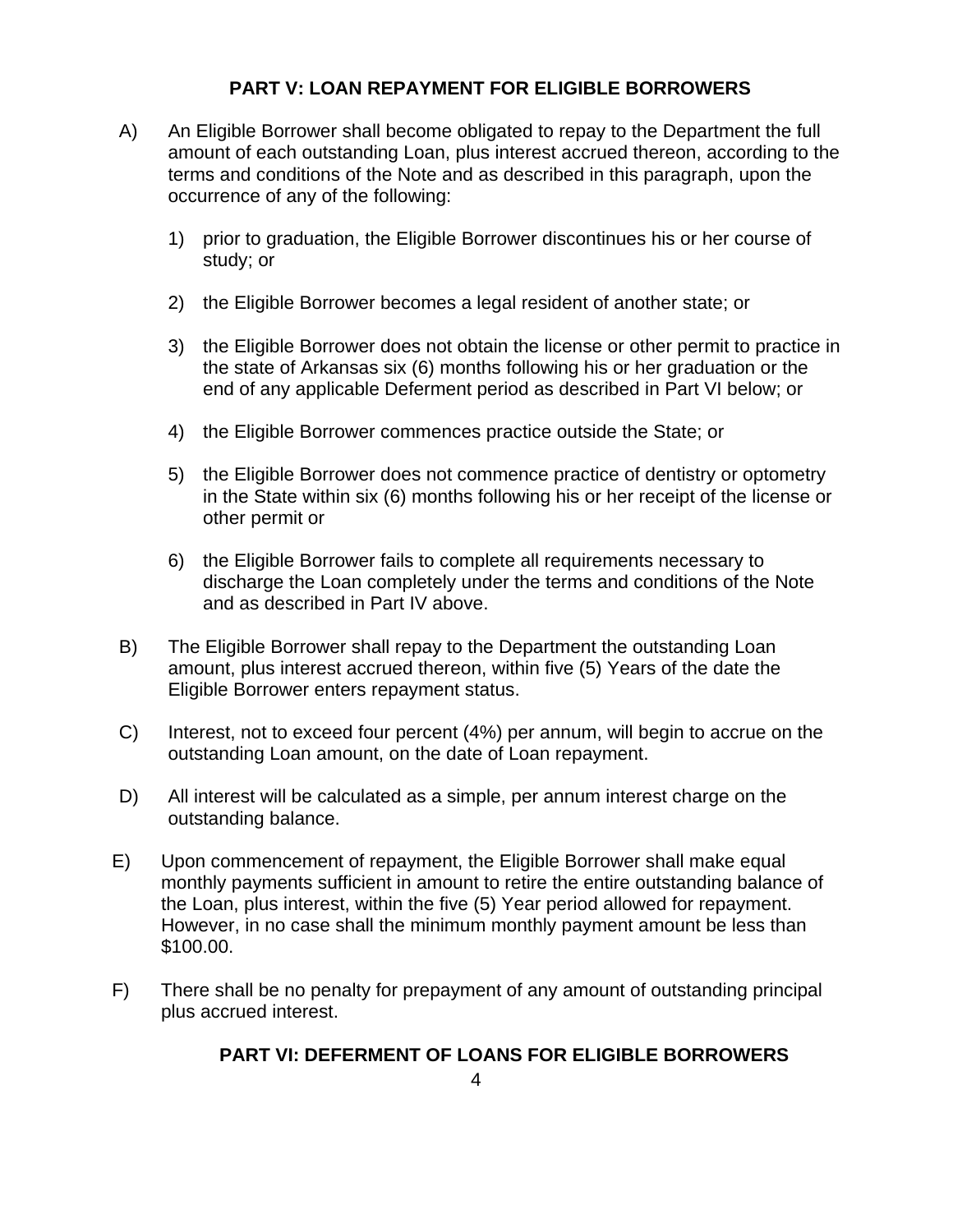## PART V: LOAN REPAYMENT FOR ELIGIBLE BORROWERS

A) An Eligible Borrower shall become obligated to repay to the Department the full amount of each outstanding Loan, plus interest accrued thereon, according to the terms and conditions of the Note and as described in this paragraph, upon the occurrence of any of the following:

   1) prior to graduation, the Eligible Borrower discontinues his or her course of study; or

   2) the Eligible Borrower becomes a legal resident of another state; or

   3) the Eligible Borrower does not obtain the license or other permit to practice in the state of Arkansas six (6) months following his or her graduation or the end of any applicable Deferment period as described in Part VI below; or

   4) the Eligible Borrower commences practice outside the State; or

   5) the Eligible Borrower does not commence practice of dentistry or optometry in the State within six (6) months following his or her receipt of the license or other permit or

   6) the Eligible Borrower fails to complete all requirements necessary to discharge the Loan completely under the terms and conditions of the Note and as described in Part IV above.

B) The Eligible Borrower shall repay to the Department the outstanding Loan amount, plus interest accrued thereon, within five (5) Years of the date the Eligible Borrower enters repayment status.

C) Interest, not to exceed four percent (4%) per annum, will begin to accrue on the outstanding Loan amount, on the date of Loan repayment.

D) All interest will be calculated as a simple, per annum interest charge on the outstanding balance.

E) Upon commencement of repayment, the Eligible Borrower shall make equal monthly payments sufficient in amount to retire the entire outstanding balance of the Loan, plus interest, within the five (5) Year period allowed for repayment. However, in no case shall the minimum monthly payment amount be less than $100.00.

F) There shall be no penalty for prepayment of any amount of outstanding principal plus accrued interest.

## PART VI: DEFERMENT OF LOANS FOR ELIGIBLE BORROWERS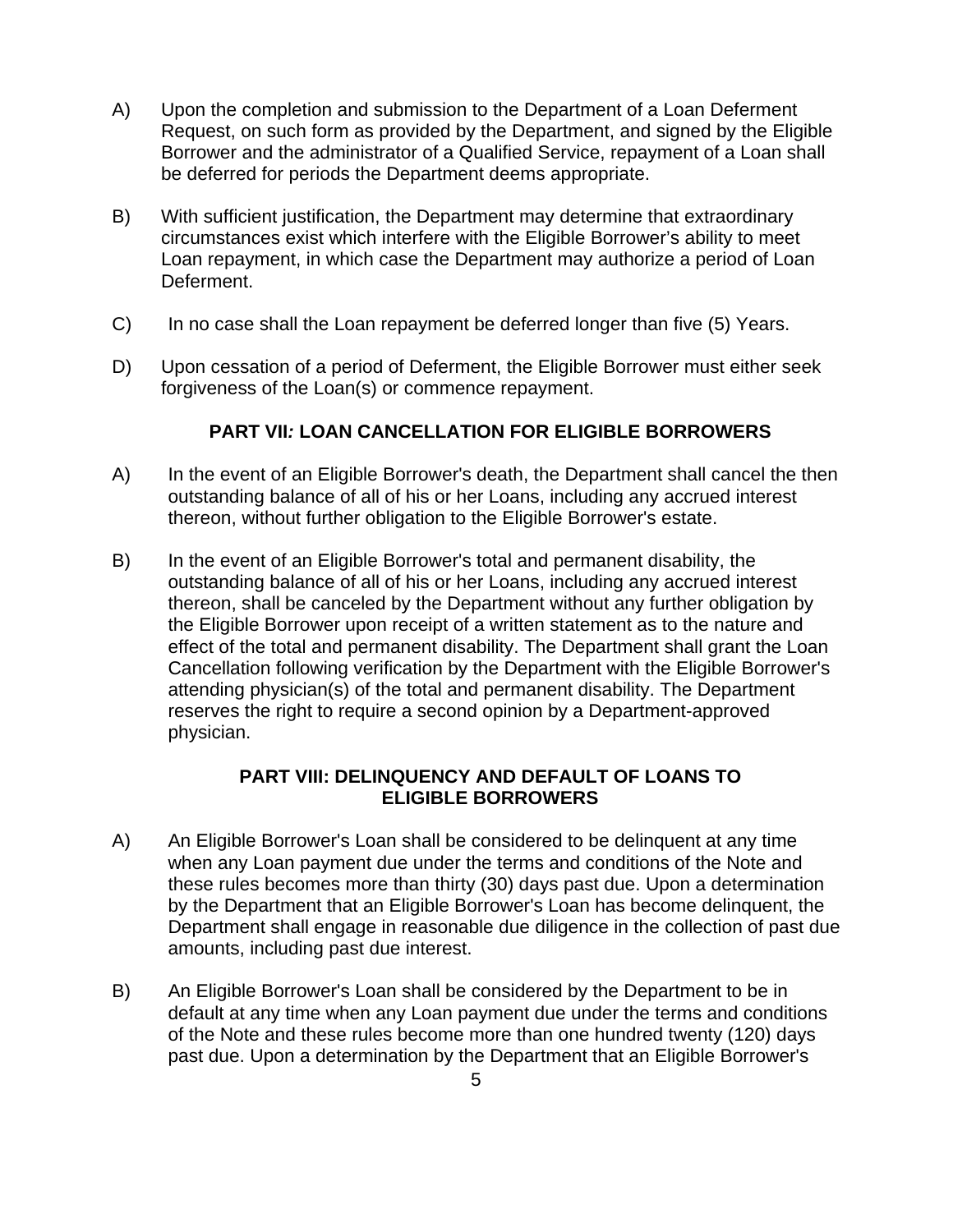A) Upon the completion and submission to the Department of a Loan Deferment Request, on such form as provided by the Department, and signed by the Eligible Borrower and the administrator of a Qualified Service, repayment of a Loan shall be deferred for periods the Department deems appropriate.

B) With sufficient justification, the Department may determine that extraordinary circumstances exist which interfere with the Eligible Borrower's ability to meet Loan repayment, in which case the Department may authorize a period of Loan Deferment.

C) In no case shall the Loan repayment be deferred longer than five (5) Years.

D) Upon cessation of a period of Deferment, the Eligible Borrower must either seek forgiveness of the Loan(s) or commence repayment.

## PART VII*:* LOAN CANCELLATION FOR ELIGIBLE BORROWERS

A) In the event of an Eligible Borrower's death, the Department shall cancel the then outstanding balance of all of his or her Loans, including any accrued interest thereon, without further obligation to the Eligible Borrower's estate.

B) In the event of an Eligible Borrower's total and permanent disability, the outstanding balance of all of his or her Loans, including any accrued interest thereon, shall be canceled by the Department without any further obligation by the Eligible Borrower upon receipt of a written statement as to the nature and effect of the total and permanent disability. The Department shall grant the Loan Cancellation following verification by the Department with the Eligible Borrower's attending physician(s) of the total and permanent disability. The Department reserves the right to require a second opinion by a Department-approved physician.

## PART VIII: DELINQUENCY AND DEFAULT OF LOANS TO ELIGIBLE BORROWERS

A) An Eligible Borrower's Loan shall be considered to be delinquent at any time when any Loan payment due under the terms and conditions of the Note and these rules becomes more than thirty (30) days past due. Upon a determination by the Department that an Eligible Borrower's Loan has become delinquent, the Department shall engage in reasonable due diligence in the collection of past due amounts, including past due interest.

B) An Eligible Borrower's Loan shall be considered by the Department to be in default at any time when any Loan payment due under the terms and conditions of the Note and these rules become more than one hundred twenty (120) days past due. Upon a determination by the Department that an Eligible Borrower's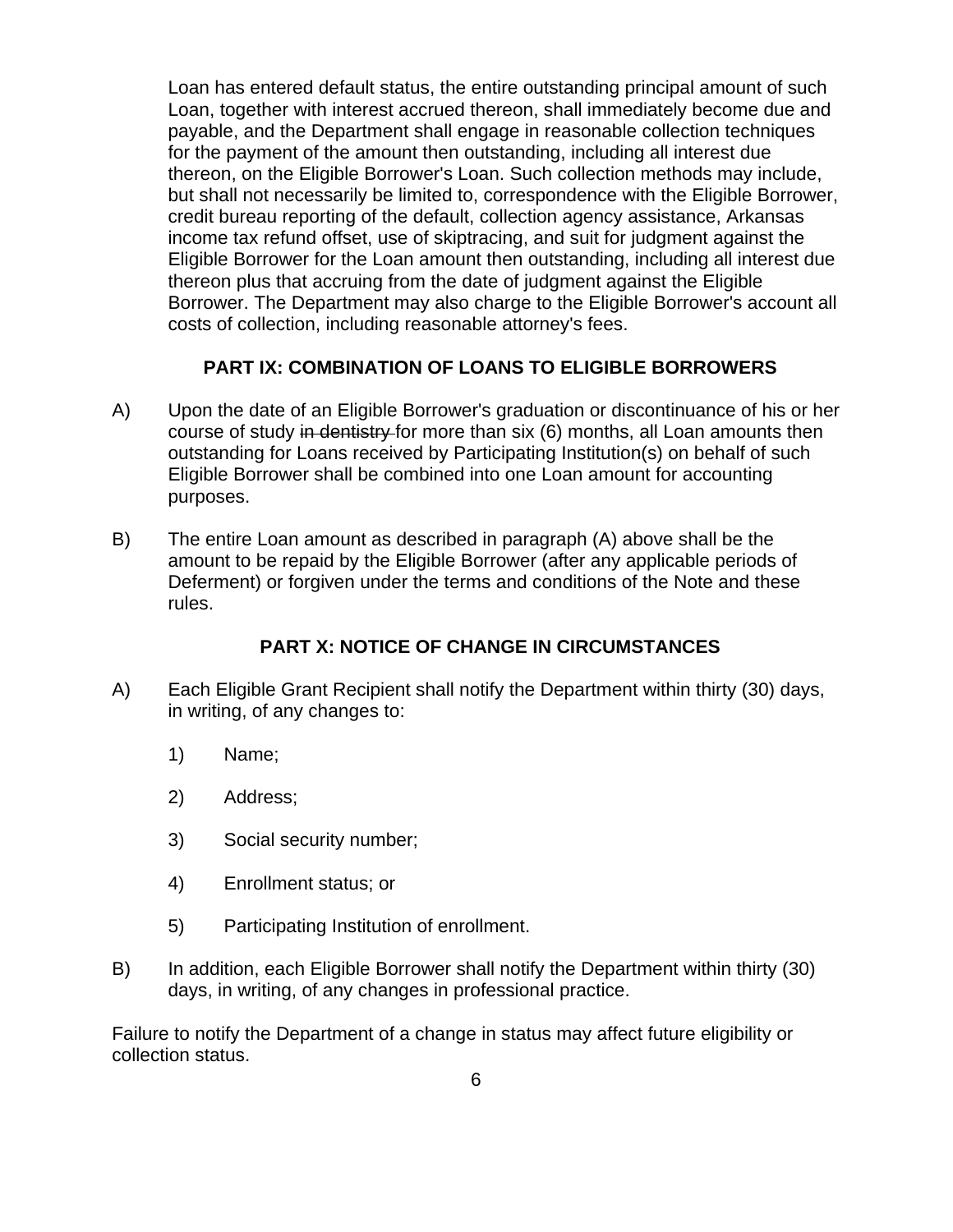Loan has entered default status, the entire outstanding principal amount of such Loan, together with interest accrued thereon, shall immediately become due and payable, and the Department shall engage in reasonable collection techniques for the payment of the amount then outstanding, including all interest due thereon, on the Eligible Borrower's Loan. Such collection methods may include, but shall not necessarily be limited to, correspondence with the Eligible Borrower, credit bureau reporting of the default, collection agency assistance, Arkansas income tax refund offset, use of skiptracing, and suit for judgment against the Eligible Borrower for the Loan amount then outstanding, including all interest due thereon plus that accruing from the date of judgment against the Eligible Borrower. The Department may also charge to the Eligible Borrower's account all costs of collection, including reasonable attorney's fees.

## PART IX: COMBINATION OF LOANS TO ELIGIBLE BORROWERS

A) Upon the date of an Eligible Borrower's graduation or discontinuance of his or her course of study ~~in dentistry~~ for more than six (6) months, all Loan amounts then outstanding for Loans received by Participating Institution(s) on behalf of such Eligible Borrower shall be combined into one Loan amount for accounting purposes.

B) The entire Loan amount as described in paragraph (A) above shall be the amount to be repaid by the Eligible Borrower (after any applicable periods of Deferment) or forgiven under the terms and conditions of the Note and these rules.

## PART X: NOTICE OF CHANGE IN CIRCUMSTANCES

A) Each Eligible Grant Recipient shall notify the Department within thirty (30) days, in writing, of any changes to:

1) Name;

2) Address;

3) Social security number;

4) Enrollment status; or

5) Participating Institution of enrollment.

B) In addition, each Eligible Borrower shall notify the Department within thirty (30) days, in writing, of any changes in professional practice.

Failure to notify the Department of a change in status may affect future eligibility or collection status.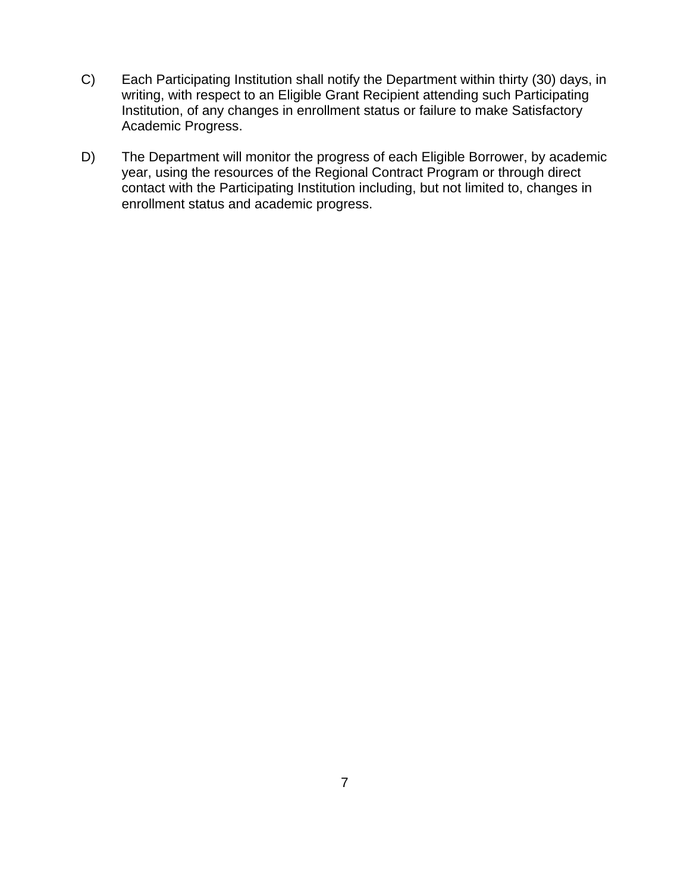C) Each Participating Institution shall notify the Department within thirty (30) days, in writing, with respect to an Eligible Grant Recipient attending such Participating Institution, of any changes in enrollment status or failure to make Satisfactory Academic Progress.

D) The Department will monitor the progress of each Eligible Borrower, by academic year, using the resources of the Regional Contract Program or through direct contact with the Participating Institution including, but not limited to, changes in enrollment status and academic progress.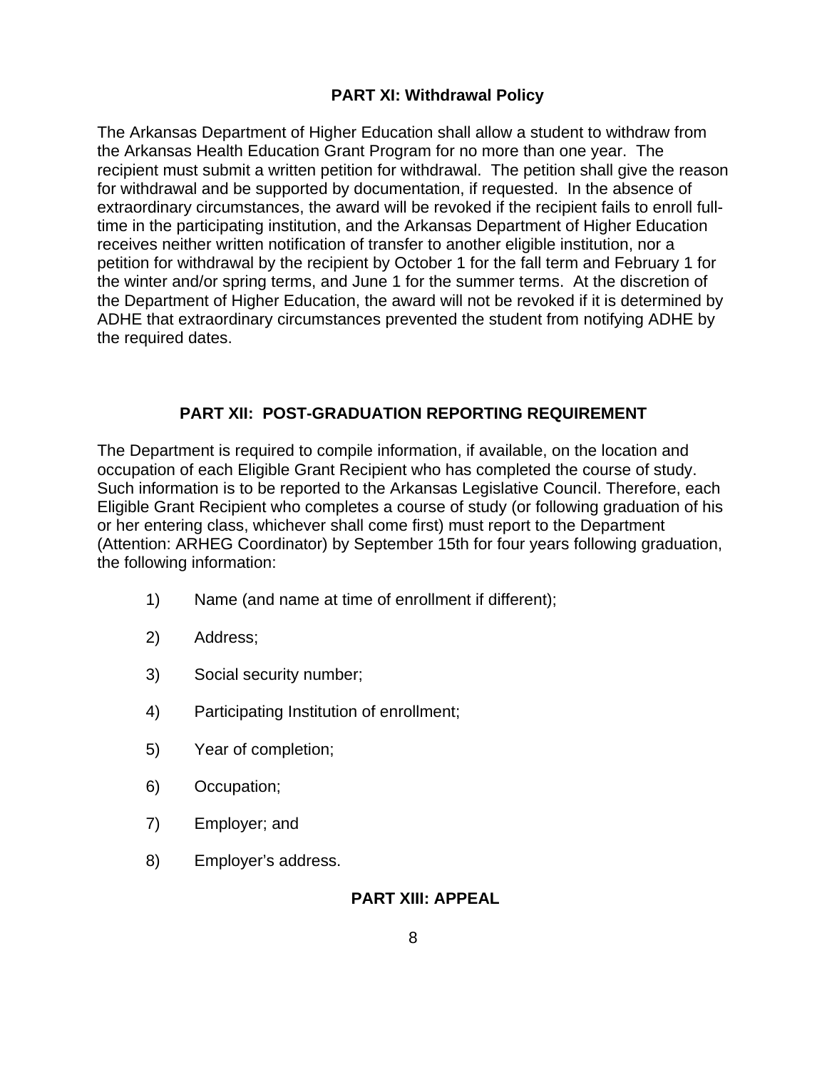## PART XI: Withdrawal Policy

The Arkansas Department of Higher Education shall allow a student to withdraw from the Arkansas Health Education Grant Program for no more than one year. The recipient must submit a written petition for withdrawal. The petition shall give the reason for withdrawal and be supported by documentation, if requested. In the absence of extraordinary circumstances, the award will be revoked if the recipient fails to enroll full-time in the participating institution, and the Arkansas Department of Higher Education receives neither written notification of transfer to another eligible institution, nor a petition for withdrawal by the recipient by October 1 for the fall term and February 1 for the winter and/or spring terms, and June 1 for the summer terms. At the discretion of the Department of Higher Education, the award will not be revoked if it is determined by ADHE that extraordinary circumstances prevented the student from notifying ADHE by the required dates.

## PART XII: POST-GRADUATION REPORTING REQUIREMENT

The Department is required to compile information, if available, on the location and occupation of each Eligible Grant Recipient who has completed the course of study. Such information is to be reported to the Arkansas Legislative Council. Therefore, each Eligible Grant Recipient who completes a course of study (or following graduation of his or her entering class, whichever shall come first) must report to the Department (Attention: ARHEG Coordinator) by September 15th for four years following graduation, the following information:

1) Name (and name at time of enrollment if different);
2) Address;
3) Social security number;
4) Participating Institution of enrollment;
5) Year of completion;
6) Occupation;
7) Employer; and
8) Employer's address.

## PART XIII: APPEAL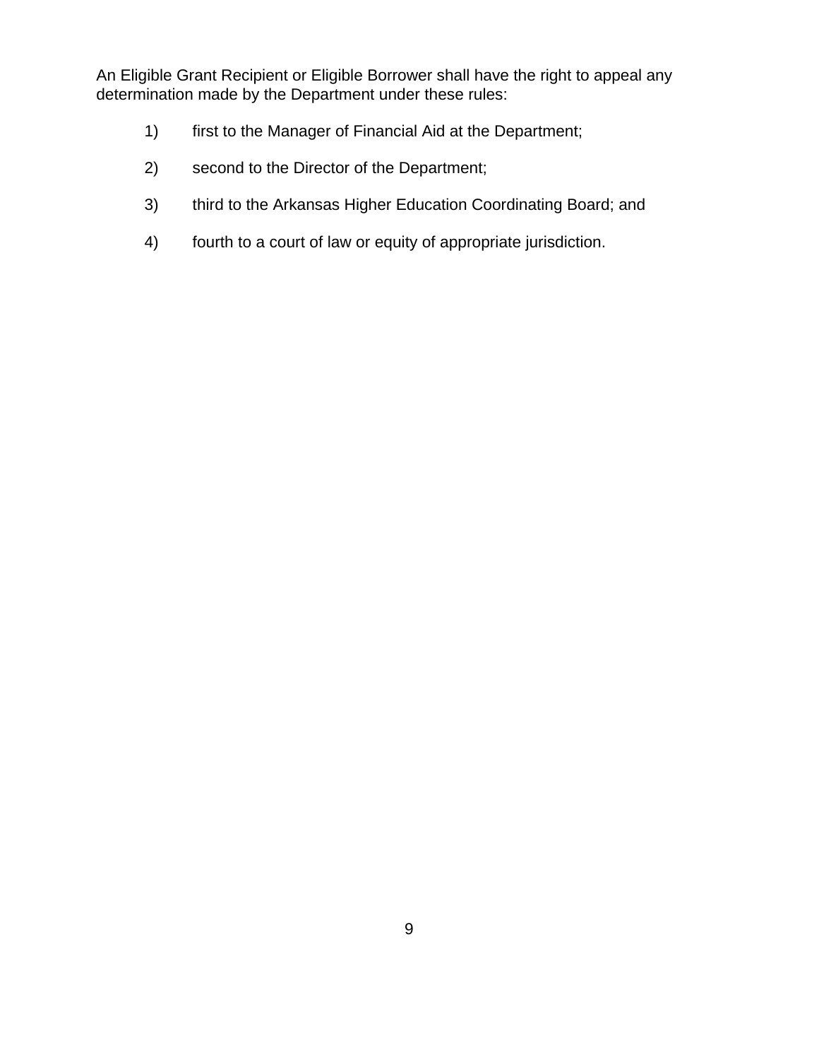An Eligible Grant Recipient or Eligible Borrower shall have the right to appeal any determination made by the Department under these rules:

1) first to the Manager of Financial Aid at the Department;

2) second to the Director of the Department;

3) third to the Arkansas Higher Education Coordinating Board; and

4) fourth to a court of law or equity of appropriate jurisdiction.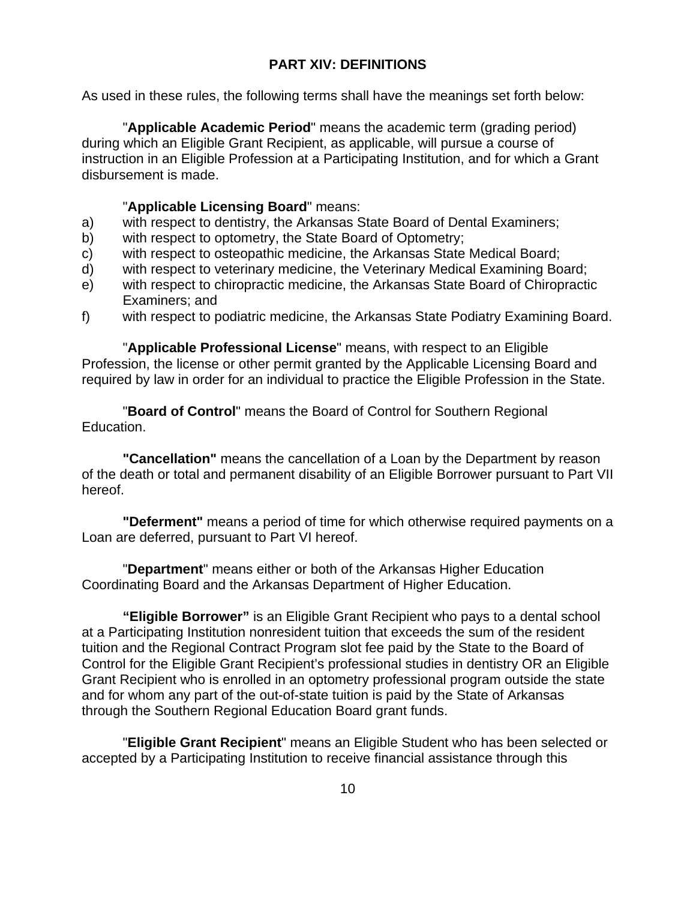## PART XIV: DEFINITIONS

As used in these rules, the following terms shall have the meanings set forth below:

"**Applicable Academic Period**" means the academic term (grading period) during which an Eligible Grant Recipient, as applicable, will pursue a course of instruction in an Eligible Profession at a Participating Institution, and for which a Grant disbursement is made.

"**Applicable Licensing Board**" means:

a) with respect to dentistry, the Arkansas State Board of Dental Examiners;
b) with respect to optometry, the State Board of Optometry;
c) with respect to osteopathic medicine, the Arkansas State Medical Board;
d) with respect to veterinary medicine, the Veterinary Medical Examining Board;
e) with respect to chiropractic medicine, the Arkansas State Board of Chiropractic Examiners; and
f) with respect to podiatric medicine, the Arkansas State Podiatry Examining Board.

"**Applicable Professional License**" means, with respect to an Eligible Profession, the license or other permit granted by the Applicable Licensing Board and required by law in order for an individual to practice the Eligible Profession in the State.

"**Board of Control**" means the Board of Control for Southern Regional Education.

**"Cancellation"** means the cancellation of a Loan by the Department by reason of the death or total and permanent disability of an Eligible Borrower pursuant to Part VII hereof.

**"Deferment"** means a period of time for which otherwise required payments on a Loan are deferred, pursuant to Part VI hereof.

"**Department**" means either or both of the Arkansas Higher Education Coordinating Board and the Arkansas Department of Higher Education.

**"Eligible Borrower"** is an Eligible Grant Recipient who pays to a dental school at a Participating Institution nonresident tuition that exceeds the sum of the resident tuition and the Regional Contract Program slot fee paid by the State to the Board of Control for the Eligible Grant Recipient's professional studies in dentistry OR an Eligible Grant Recipient who is enrolled in an optometry professional program outside the state and for whom any part of the out-of-state tuition is paid by the State of Arkansas through the Southern Regional Education Board grant funds.

"**Eligible Grant Recipient**" means an Eligible Student who has been selected or accepted by a Participating Institution to receive financial assistance through this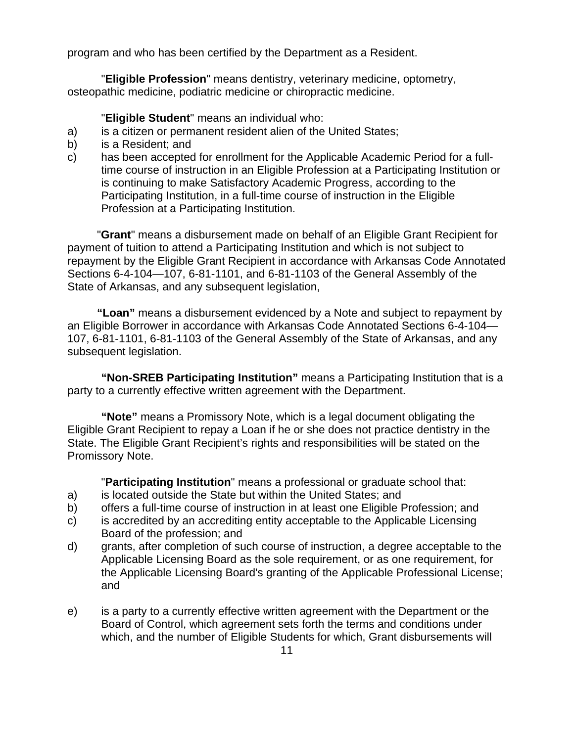program and who has been certified by the Department as a Resident.

"**Eligible Profession**" means dentistry, veterinary medicine, optometry, osteopathic medicine, podiatric medicine or chiropractic medicine.

"**Eligible Student**" means an individual who:

a) is a citizen or permanent resident alien of the United States;
b) is a Resident; and
c) has been accepted for enrollment for the Applicable Academic Period for a full-time course of instruction in an Eligible Profession at a Participating Institution or is continuing to make Satisfactory Academic Progress, according to the Participating Institution, in a full-time course of instruction in the Eligible Profession at a Participating Institution.

"**Grant**" means a disbursement made on behalf of an Eligible Grant Recipient for payment of tuition to attend a Participating Institution and which is not subject to repayment by the Eligible Grant Recipient in accordance with Arkansas Code Annotated Sections 6-4-104—107, 6-81-1101, and 6-81-1103 of the General Assembly of the State of Arkansas, and any subsequent legislation,

**"Loan"** means a disbursement evidenced by a Note and subject to repayment by an Eligible Borrower in accordance with Arkansas Code Annotated Sections 6-4-104—107, 6-81-1101, 6-81-1103 of the General Assembly of the State of Arkansas, and any subsequent legislation.

**"Non-SREB Participating Institution"** means a Participating Institution that is a party to a currently effective written agreement with the Department.

**"Note"** means a Promissory Note, which is a legal document obligating the Eligible Grant Recipient to repay a Loan if he or she does not practice dentistry in the State. The Eligible Grant Recipient's rights and responsibilities will be stated on the Promissory Note.

"**Participating Institution**" means a professional or graduate school that:

a) is located outside the State but within the United States; and
b) offers a full-time course of instruction in at least one Eligible Profession; and
c) is accredited by an accrediting entity acceptable to the Applicable Licensing Board of the profession; and
d) grants, after completion of such course of instruction, a degree acceptable to the Applicable Licensing Board as the sole requirement, or as one requirement, for the Applicable Licensing Board's granting of the Applicable Professional License; and
e) is a party to a currently effective written agreement with the Department or the Board of Control, which agreement sets forth the terms and conditions under which, and the number of Eligible Students for which, Grant disbursements will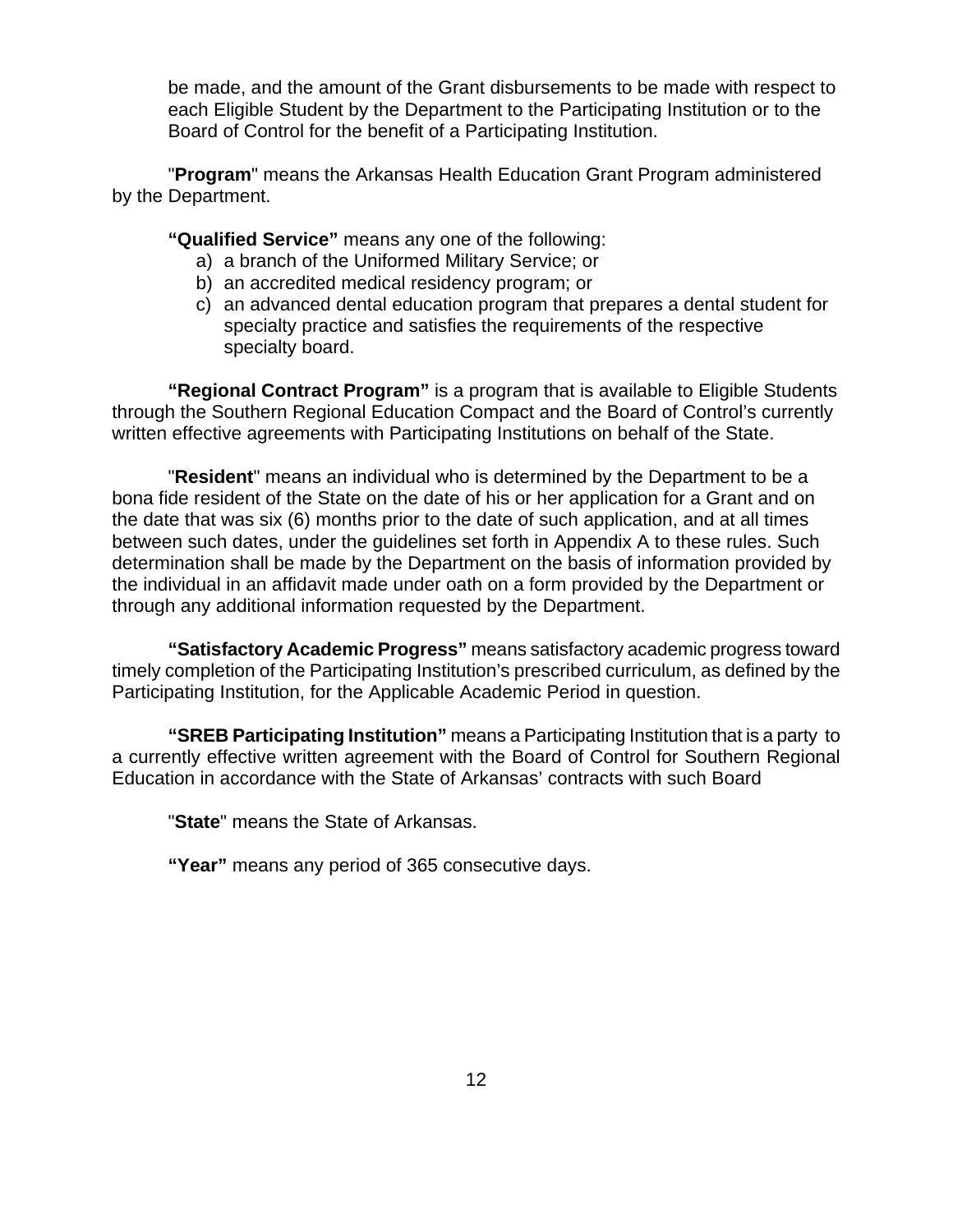be made, and the amount of the Grant disbursements to be made with respect to each Eligible Student by the Department to the Participating Institution or to the Board of Control for the benefit of a Participating Institution.

"**Program**" means the Arkansas Health Education Grant Program administered by the Department.

**"Qualified Service"** means any one of the following:

a) a branch of the Uniformed Military Service; or
b) an accredited medical residency program; or
c) an advanced dental education program that prepares a dental student for specialty practice and satisfies the requirements of the respective specialty board.

**"Regional Contract Program"** is a program that is available to Eligible Students through the Southern Regional Education Compact and the Board of Control's currently written effective agreements with Participating Institutions on behalf of the State.

"**Resident**" means an individual who is determined by the Department to be a bona fide resident of the State on the date of his or her application for a Grant and on the date that was six (6) months prior to the date of such application, and at all times between such dates, under the guidelines set forth in Appendix A to these rules. Such determination shall be made by the Department on the basis of information provided by the individual in an affidavit made under oath on a form provided by the Department or through any additional information requested by the Department.

**"Satisfactory Academic Progress"** means satisfactory academic progress toward timely completion of the Participating Institution's prescribed curriculum, as defined by the Participating Institution, for the Applicable Academic Period in question.

**"SREB Participating Institution"** means a Participating Institution that is a party to a currently effective written agreement with the Board of Control for Southern Regional Education in accordance with the State of Arkansas' contracts with such Board

"**State**" means the State of Arkansas.

**"Year"** means any period of 365 consecutive days.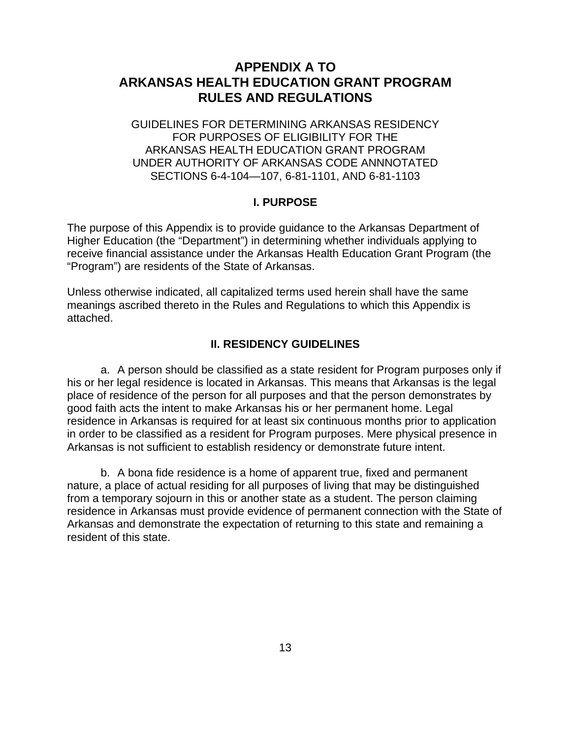# APPENDIX A TO ARKANSAS HEALTH EDUCATION GRANT PROGRAM RULES AND REGULATIONS

GUIDELINES FOR DETERMINING ARKANSAS RESIDENCY
FOR PURPOSES OF ELIGIBILITY FOR THE
ARKANSAS HEALTH EDUCATION GRANT PROGRAM
UNDER AUTHORITY OF ARKANSAS CODE ANNNOTATED
SECTIONS 6-4-104—107, 6-81-1101, AND 6-81-1103

## I. PURPOSE

The purpose of this Appendix is to provide guidance to the Arkansas Department of Higher Education (the "Department") in determining whether individuals applying to receive financial assistance under the Arkansas Health Education Grant Program (the "Program") are residents of the State of Arkansas.

Unless otherwise indicated, all capitalized terms used herein shall have the same meanings ascribed thereto in the Rules and Regulations to which this Appendix is attached.

## II. RESIDENCY GUIDELINES

a. A person should be classified as a state resident for Program purposes only if his or her legal residence is located in Arkansas. This means that Arkansas is the legal place of residence of the person for all purposes and that the person demonstrates by good faith acts the intent to make Arkansas his or her permanent home. Legal residence in Arkansas is required for at least six continuous months prior to application in order to be classified as a resident for Program purposes. Mere physical presence in Arkansas is not sufficient to establish residency or demonstrate future intent.

b. A bona fide residence is a home of apparent true, fixed and permanent nature, a place of actual residing for all purposes of living that may be distinguished from a temporary sojourn in this or another state as a student. The person claiming residence in Arkansas must provide evidence of permanent connection with the State of Arkansas and demonstrate the expectation of returning to this state and remaining a resident of this state.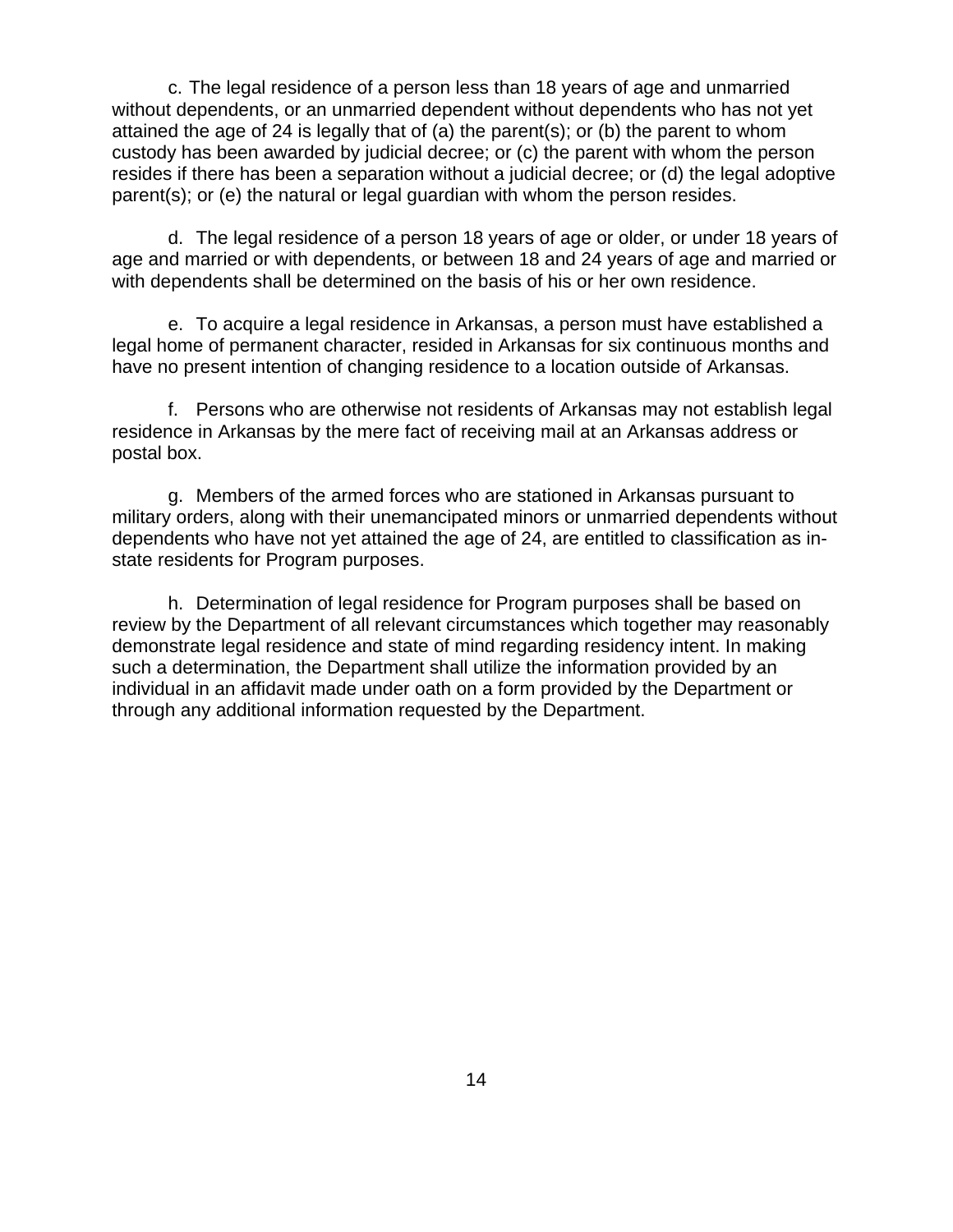c. The legal residence of a person less than 18 years of age and unmarried without dependents, or an unmarried dependent without dependents who has not yet attained the age of 24 is legally that of (a) the parent(s); or (b) the parent to whom custody has been awarded by judicial decree; or (c) the parent with whom the person resides if there has been a separation without a judicial decree; or (d) the legal adoptive parent(s); or (e) the natural or legal guardian with whom the person resides.

d. The legal residence of a person 18 years of age or older, or under 18 years of age and married or with dependents, or between 18 and 24 years of age and married or with dependents shall be determined on the basis of his or her own residence.

e. To acquire a legal residence in Arkansas, a person must have established a legal home of permanent character, resided in Arkansas for six continuous months and have no present intention of changing residence to a location outside of Arkansas.

f. Persons who are otherwise not residents of Arkansas may not establish legal residence in Arkansas by the mere fact of receiving mail at an Arkansas address or postal box.

g. Members of the armed forces who are stationed in Arkansas pursuant to military orders, along with their unemancipated minors or unmarried dependents without dependents who have not yet attained the age of 24, are entitled to classification as in-state residents for Program purposes.

h. Determination of legal residence for Program purposes shall be based on review by the Department of all relevant circumstances which together may reasonably demonstrate legal residence and state of mind regarding residency intent. In making such a determination, the Department shall utilize the information provided by an individual in an affidavit made under oath on a form provided by the Department or through any additional information requested by the Department.